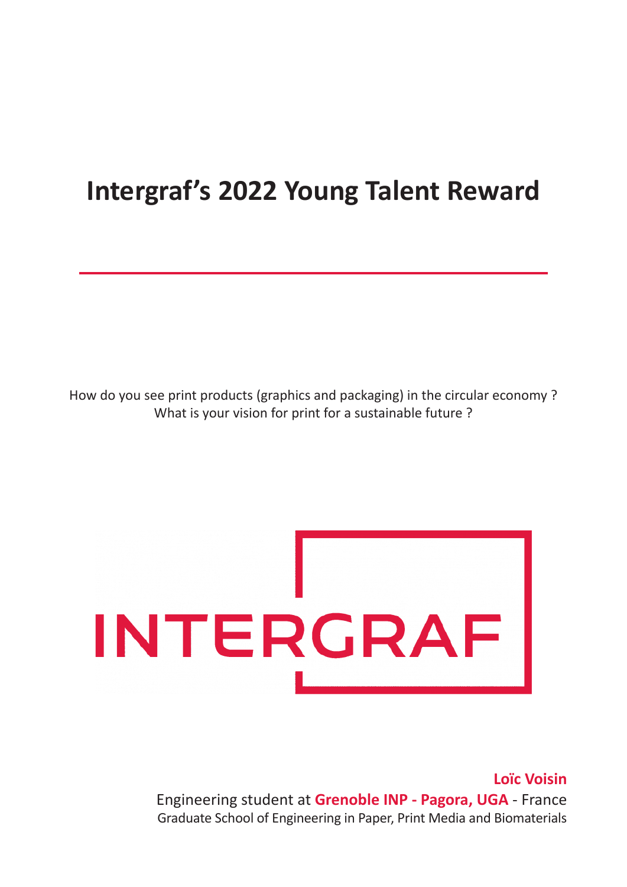# Intergraf's 2022 Young Talent Reward

How do you see print products (graphics and packaging) in the circular economy ?
What is your vision for print for a sustainable future ?

INTERGRAF

**Loïc Voisin**
Engineering student at **Grenoble INP - Pagora, UGA** - France
Graduate School of Engineering in Paper, Print Media and Biomaterials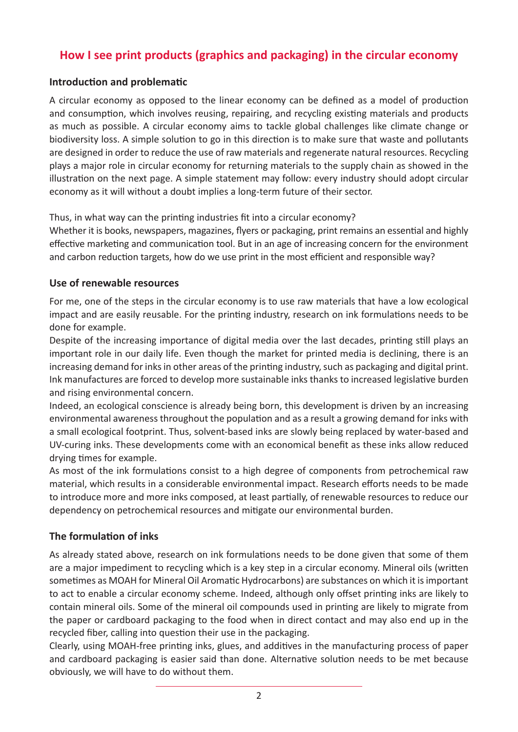# How I see print products (graphics and packaging) in the circular economy

## Introduction and problematic

A circular economy as opposed to the linear economy can be defined as a model of production and consumption, which involves reusing, repairing, and recycling existing materials and products as much as possible. A circular economy aims to tackle global challenges like climate change or biodiversity loss. A simple solution to go in this direction is to make sure that waste and pollutants are designed in order to reduce the use of raw materials and regenerate natural resources. Recycling plays a major role in circular economy for returning materials to the supply chain as showed in the illustration on the next page. A simple statement may follow: every industry should adopt circular economy as it will without a doubt implies a long-term future of their sector.

Thus, in what way can the printing industries fit into a circular economy?
Whether it is books, newspapers, magazines, flyers or packaging, print remains an essential and highly effective marketing and communication tool. But in an age of increasing concern for the environment and carbon reduction targets, how do we use print in the most efficient and responsible way?

## Use of renewable resources

For me, one of the steps in the circular economy is to use raw materials that have a low ecological impact and are easily reusable. For the printing industry, research on ink formulations needs to be done for example.
Despite of the increasing importance of digital media over the last decades, printing still plays an important role in our daily life. Even though the market for printed media is declining, there is an increasing demand for inks in other areas of the printing industry, such as packaging and digital print. Ink manufactures are forced to develop more sustainable inks thanks to increased legislative burden and rising environmental concern.
Indeed, an ecological conscience is already being born, this development is driven by an increasing environmental awareness throughout the population and as a result a growing demand for inks with a small ecological footprint. Thus, solvent-based inks are slowly being replaced by water-based and UV-curing inks. These developments come with an economical benefit as these inks allow reduced drying times for example.
As most of the ink formulations consist to a high degree of components from petrochemical raw material, which results in a considerable environmental impact. Research efforts needs to be made to introduce more and more inks composed, at least partially, of renewable resources to reduce our dependency on petrochemical resources and mitigate our environmental burden.

## The formulation of inks

As already stated above, research on ink formulations needs to be done given that some of them are a major impediment to recycling which is a key step in a circular economy. Mineral oils (written sometimes as MOAH for Mineral Oil Aromatic Hydrocarbons) are substances on which it is important to act to enable a circular economy scheme. Indeed, although only offset printing inks are likely to contain mineral oils. Some of the mineral oil compounds used in printing are likely to migrate from the paper or cardboard packaging to the food when in direct contact and may also end up in the recycled fiber, calling into question their use in the packaging.
Clearly, using MOAH-free printing inks, glues, and additives in the manufacturing process of paper and cardboard packaging is easier said than done. Alternative solution needs to be met because obviously, we will have to do without them.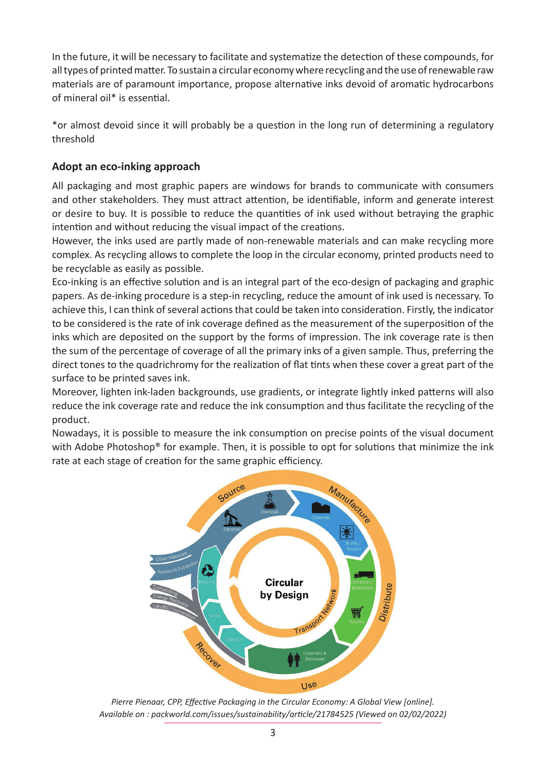In the future, it will be necessary to facilitate and systematize the detection of these compounds, for all types of printed matter. To sustain a circular economy where recycling and the use of renewable raw materials are of paramount importance, propose alternative inks devoid of aromatic hydrocarbons of mineral oil* is essential.

*or almost devoid since it will probably be a question in the long run of determining a regulatory threshold

### Adopt an eco-inking approach

All packaging and most graphic papers are windows for brands to communicate with consumers and other stakeholders. They must attract attention, be identifiable, inform and generate interest or desire to buy. It is possible to reduce the quantities of ink used without betraying the graphic intention and without reducing the visual impact of the creations.

However, the inks used are partly made of non-renewable materials and can make recycling more complex. As recycling allows to complete the loop in the circular economy, printed products need to be recyclable as easily as possible.

Eco-inking is an effective solution and is an integral part of the eco-design of packaging and graphic papers. As de-inking procedure is a step-in recycling, reduce the amount of ink used is necessary. To achieve this, I can think of several actions that could be taken into consideration. Firstly, the indicator to be considered is the rate of ink coverage defined as the measurement of the superposition of the inks which are deposited on the support by the forms of impression. The ink coverage rate is then the sum of the percentage of coverage of all the primary inks of a given sample. Thus, preferring the direct tones to the quadrichromy for the realization of flat tints when these cover a great part of the surface to be printed saves ink.

Moreover, lighten ink-laden backgrounds, use gradients, or integrate lightly inked patterns will also reduce the ink coverage rate and reduce the ink consumption and thus facilitate the recycling of the product.

Nowadays, it is possible to measure the ink consumption on precise points of the visual document with Adobe Photoshop® for example. Then, it is possible to opt for solutions that minimize the ink rate at each stage of creation for the same graphic efficiency.

*Pierre Pienaar, CPP, Effective Packaging in the Circular Economy: A Global View [online]. Available on : packworld.com/issues/sustainability/article/21784525 (Viewed on 02/02/2022)*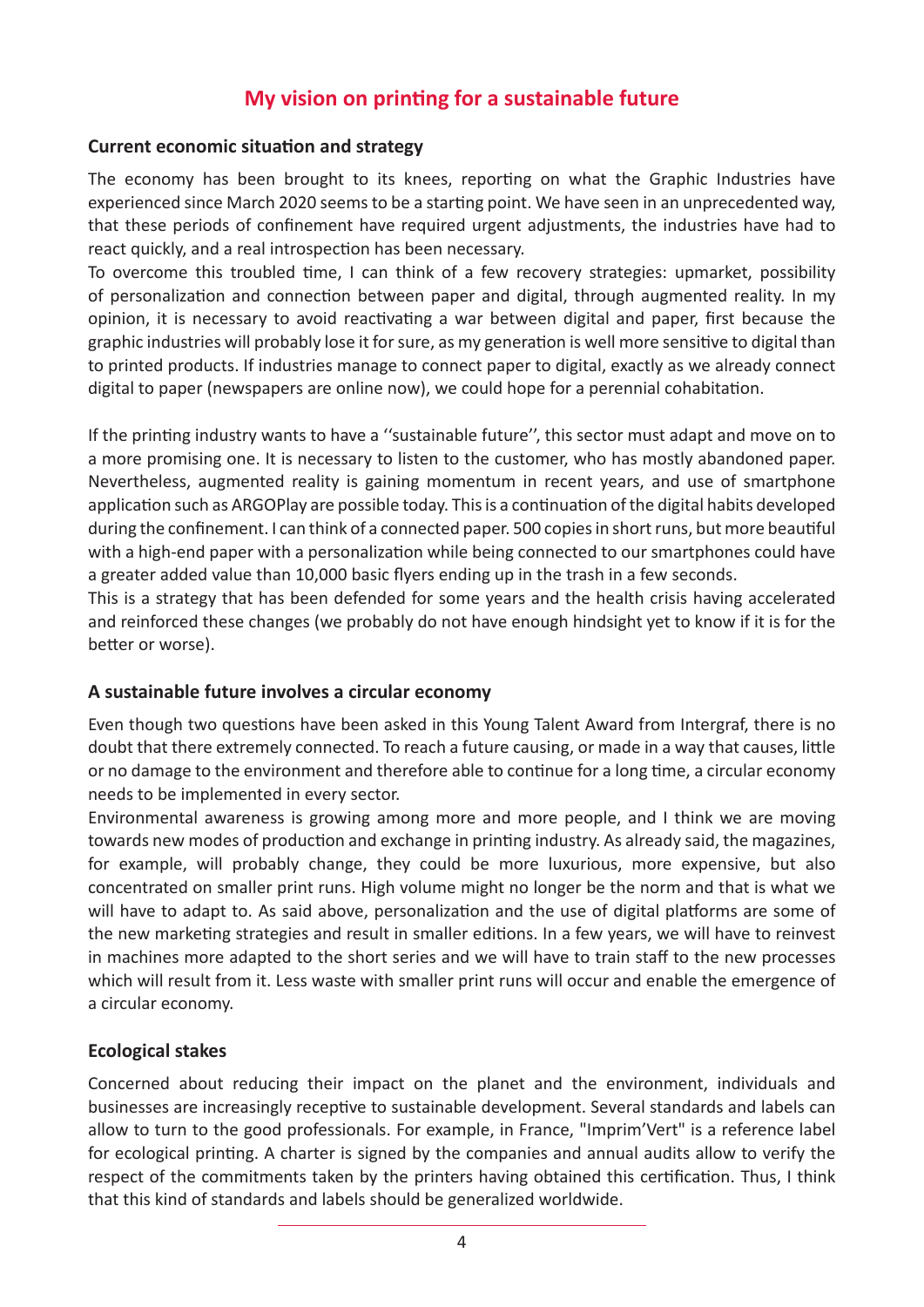## My vision on printing for a sustainable future

### Current economic situation and strategy

The economy has been brought to its knees, reporting on what the Graphic Industries have experienced since March 2020 seems to be a starting point. We have seen in an unprecedented way, that these periods of confinement have required urgent adjustments, the industries have had to react quickly, and a real introspection has been necessary.

To overcome this troubled time, I can think of a few recovery strategies: upmarket, possibility of personalization and connection between paper and digital, through augmented reality. In my opinion, it is necessary to avoid reactivating a war between digital and paper, first because the graphic industries will probably lose it for sure, as my generation is well more sensitive to digital than to printed products. If industries manage to connect paper to digital, exactly as we already connect digital to paper (newspapers are online now), we could hope for a perennial cohabitation.

If the printing industry wants to have a ''sustainable future'', this sector must adapt and move on to a more promising one. It is necessary to listen to the customer, who has mostly abandoned paper. Nevertheless, augmented reality is gaining momentum in recent years, and use of smartphone application such as ARGOPlay are possible today. This is a continuation of the digital habits developed during the confinement. I can think of a connected paper. 500 copies in short runs, but more beautiful with a high-end paper with a personalization while being connected to our smartphones could have a greater added value than 10,000 basic flyers ending up in the trash in a few seconds.

This is a strategy that has been defended for some years and the health crisis having accelerated and reinforced these changes (we probably do not have enough hindsight yet to know if it is for the better or worse).

### A sustainable future involves a circular economy

Even though two questions have been asked in this Young Talent Award from Intergraf, there is no doubt that there extremely connected. To reach a future causing, or made in a way that causes, little or no damage to the environment and therefore able to continue for a long time, a circular economy needs to be implemented in every sector.

Environmental awareness is growing among more and more people, and I think we are moving towards new modes of production and exchange in printing industry. As already said, the magazines, for example, will probably change, they could be more luxurious, more expensive, but also concentrated on smaller print runs. High volume might no longer be the norm and that is what we will have to adapt to. As said above, personalization and the use of digital platforms are some of the new marketing strategies and result in smaller editions. In a few years, we will have to reinvest in machines more adapted to the short series and we will have to train staff to the new processes which will result from it. Less waste with smaller print runs will occur and enable the emergence of a circular economy.

### Ecological stakes

Concerned about reducing their impact on the planet and the environment, individuals and businesses are increasingly receptive to sustainable development. Several standards and labels can allow to turn to the good professionals. For example, in France, "Imprim'Vert" is a reference label for ecological printing. A charter is signed by the companies and annual audits allow to verify the respect of the commitments taken by the printers having obtained this certification. Thus, I think that this kind of standards and labels should be generalized worldwide.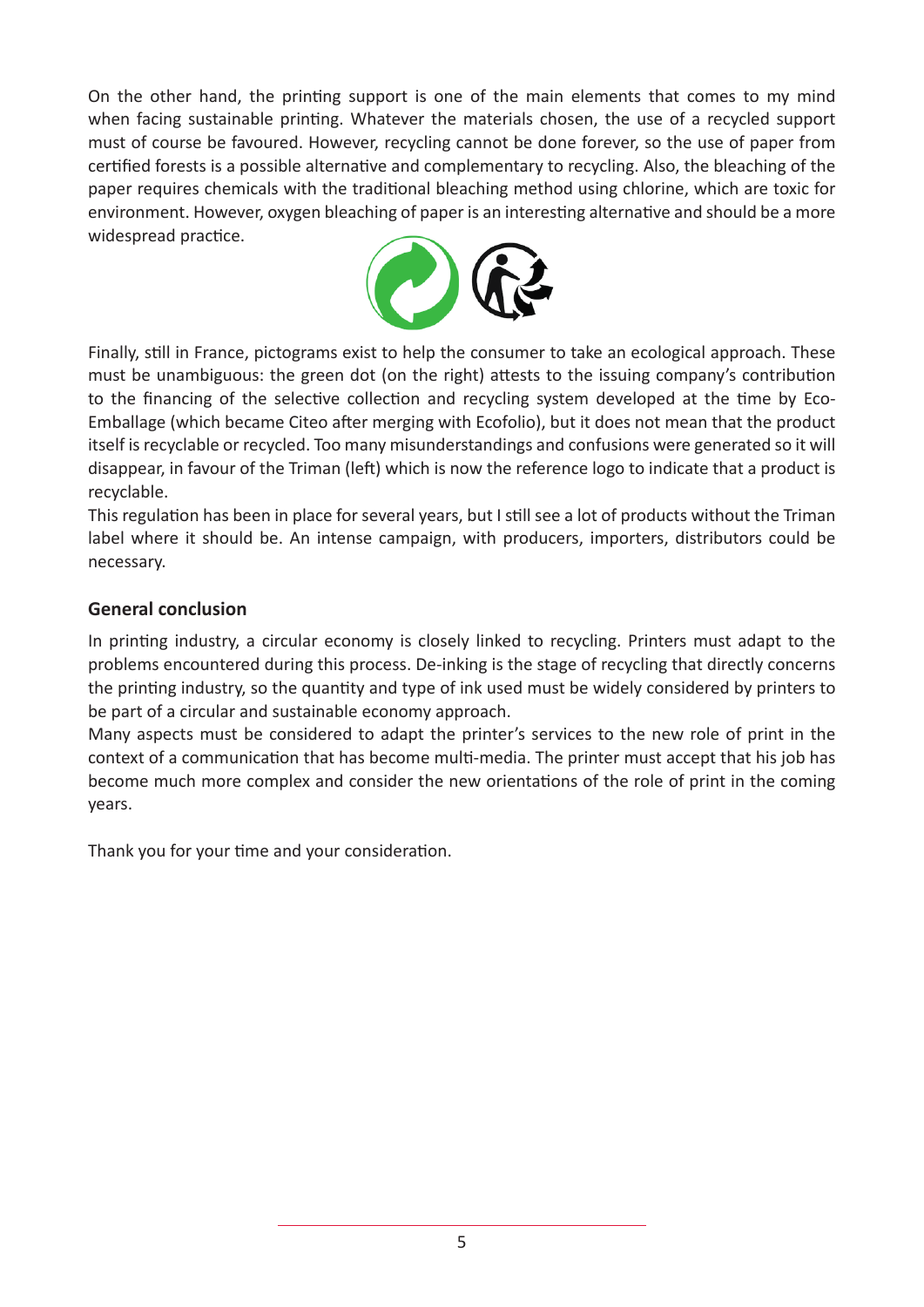On the other hand, the printing support is one of the main elements that comes to my mind when facing sustainable printing. Whatever the materials chosen, the use of a recycled support must of course be favoured. However, recycling cannot be done forever, so the use of paper from certified forests is a possible alternative and complementary to recycling. Also, the bleaching of the paper requires chemicals with the traditional bleaching method using chlorine, which are toxic for environment. However, oxygen bleaching of paper is an interesting alternative and should be a more widespread practice.

Finally, still in France, pictograms exist to help the consumer to take an ecological approach. These must be unambiguous: the green dot (on the right) attests to the issuing company's contribution to the financing of the selective collection and recycling system developed at the time by Eco-Emballage (which became Citeo after merging with Ecofolio), but it does not mean that the product itself is recyclable or recycled. Too many misunderstandings and confusions were generated so it will disappear, in favour of the Triman (left) which is now the reference logo to indicate that a product is recyclable.

This regulation has been in place for several years, but I still see a lot of products without the Triman label where it should be. An intense campaign, with producers, importers, distributors could be necessary.

## General conclusion

In printing industry, a circular economy is closely linked to recycling. Printers must adapt to the problems encountered during this process. De-inking is the stage of recycling that directly concerns the printing industry, so the quantity and type of ink used must be widely considered by printers to be part of a circular and sustainable economy approach.

Many aspects must be considered to adapt the printer's services to the new role of print in the context of a communication that has become multi-media. The printer must accept that his job has become much more complex and consider the new orientations of the role of print in the coming years.

Thank you for your time and your consideration.